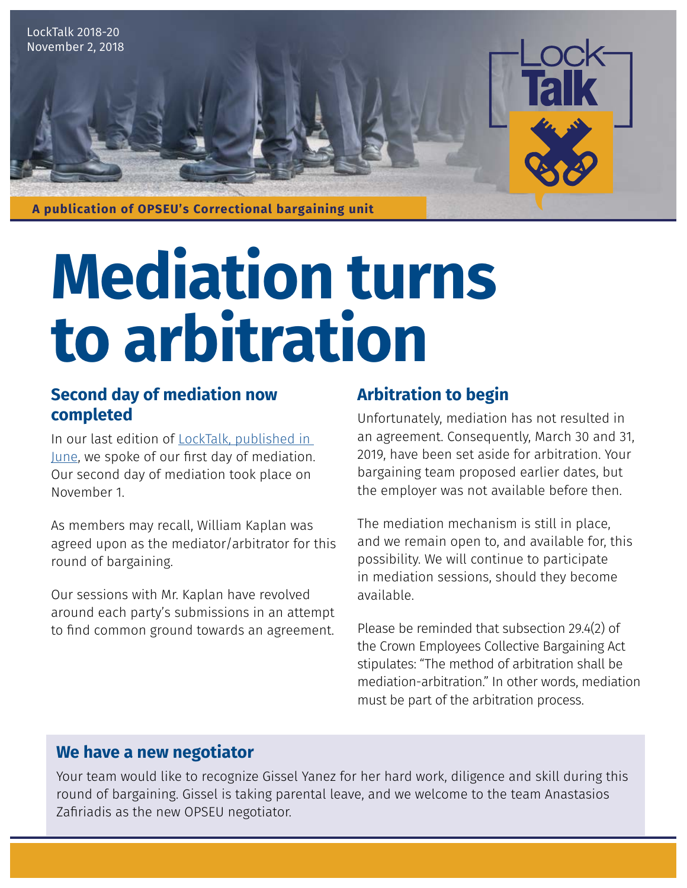LockTalk 2018-20
November 2, 2018

A publication of OPSEU's Correctional bargaining unit

# Mediation turns to arbitration

## Second day of mediation now completed

In our last edition of LockTalk, published in June, we spoke of our first day of mediation. Our second day of mediation took place on November 1.

As members may recall, William Kaplan was agreed upon as the mediator/arbitrator for this round of bargaining.

Our sessions with Mr. Kaplan have revolved around each party's submissions in an attempt to find common ground towards an agreement.

## Arbitration to begin

Unfortunately, mediation has not resulted in an agreement. Consequently, March 30 and 31, 2019, have been set aside for arbitration. Your bargaining team proposed earlier dates, but the employer was not available before then.

The mediation mechanism is still in place, and we remain open to, and available for, this possibility. We will continue to participate in mediation sessions, should they become available.

Please be reminded that subsection 29.4(2) of the Crown Employees Collective Bargaining Act stipulates: "The method of arbitration shall be mediation-arbitration." In other words, mediation must be part of the arbitration process.

## We have a new negotiator

Your team would like to recognize Gissel Yanez for her hard work, diligence and skill during this round of bargaining. Gissel is taking parental leave, and we welcome to the team Anastasios Zafiriadis as the new OPSEU negotiator.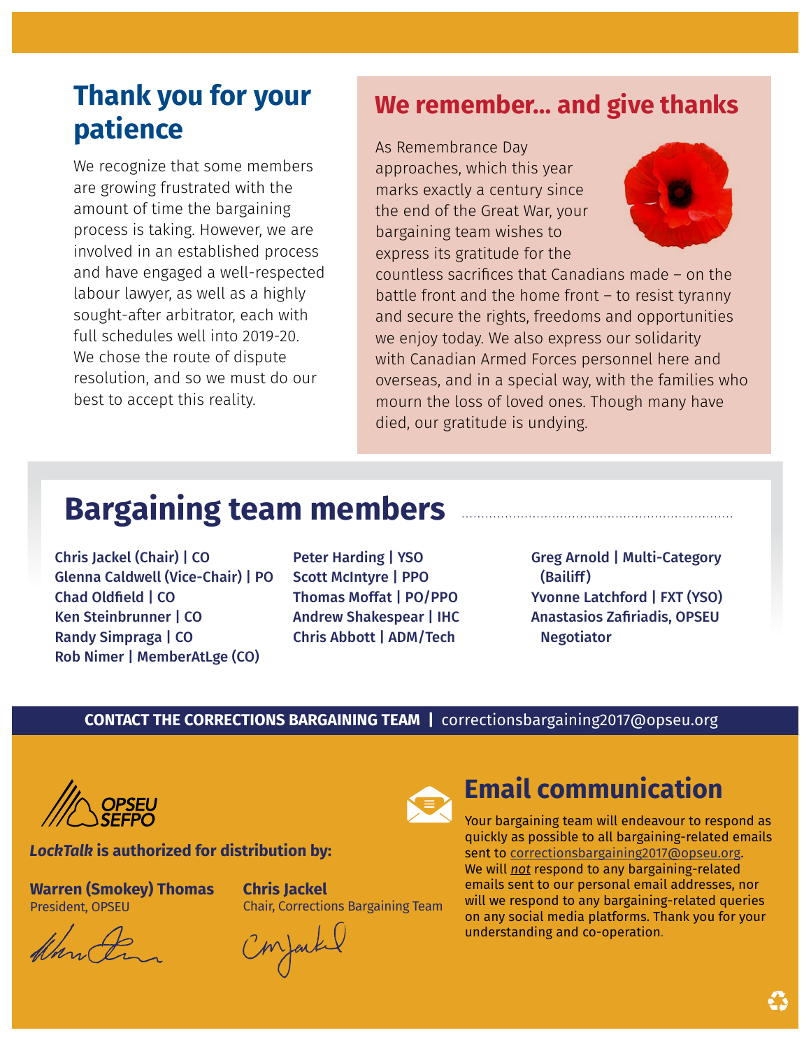## Thank you for your patience

We recognize that some members are growing frustrated with the amount of time the bargaining process is taking. However, we are involved in an established process and have engaged a well-respected labour lawyer, as well as a highly sought-after arbitrator, each with full schedules well into 2019-20. We chose the route of dispute resolution, and so we must do our best to accept this reality.

## We remember... and give thanks

As Remembrance Day approaches, which this year marks exactly a century since the end of the Great War, your bargaining team wishes to express its gratitude for the countless sacrifices that Canadians made – on the battle front and the home front – to resist tyranny and secure the rights, freedoms and opportunities we enjoy today. We also express our solidarity with Canadian Armed Forces personnel here and overseas, and in a special way, with the families who mourn the loss of loved ones. Though many have died, our gratitude is undying.

## Bargaining team members

**Chris Jackel (Chair) | CO**
**Glenna Caldwell (Vice-Chair) | PO**
**Chad Oldfield | CO**
**Ken Steinbrunner | CO**
**Randy Simpraga | CO**
**Rob Nimer | MemberAtLge (CO)**
**Peter Harding | YSO**
**Scott McIntyre | PPO**
**Thomas Moffat | PO/PPO**
**Andrew Shakespear | IHC**
**Chris Abbott | ADM/Tech**
**Greg Arnold | Multi-Category (Bailiff)**
**Yvonne Latchford | FXT (YSO)**
**Anastasios Zafiriadis, OPSEU Negotiator**

**CONTACT THE CORRECTIONS BARGAINING TEAM |** correctionsbargaining2017@opseu.org

OPSEU SEFPO

***LockTalk* is authorized for distribution by:**

**Warren (Smokey) Thomas**
President, OPSEU

**Chris Jackel**
Chair, Corrections Bargaining Team

## Email communication

Your bargaining team will endeavour to respond as quickly as possible to all bargaining-related emails sent to correctionsbargaining2017@opseu.org. We will ***not*** respond to any bargaining-related emails sent to our personal email addresses, nor will we respond to any bargaining-related queries on any social media platforms. Thank you for your understanding and co-operation.